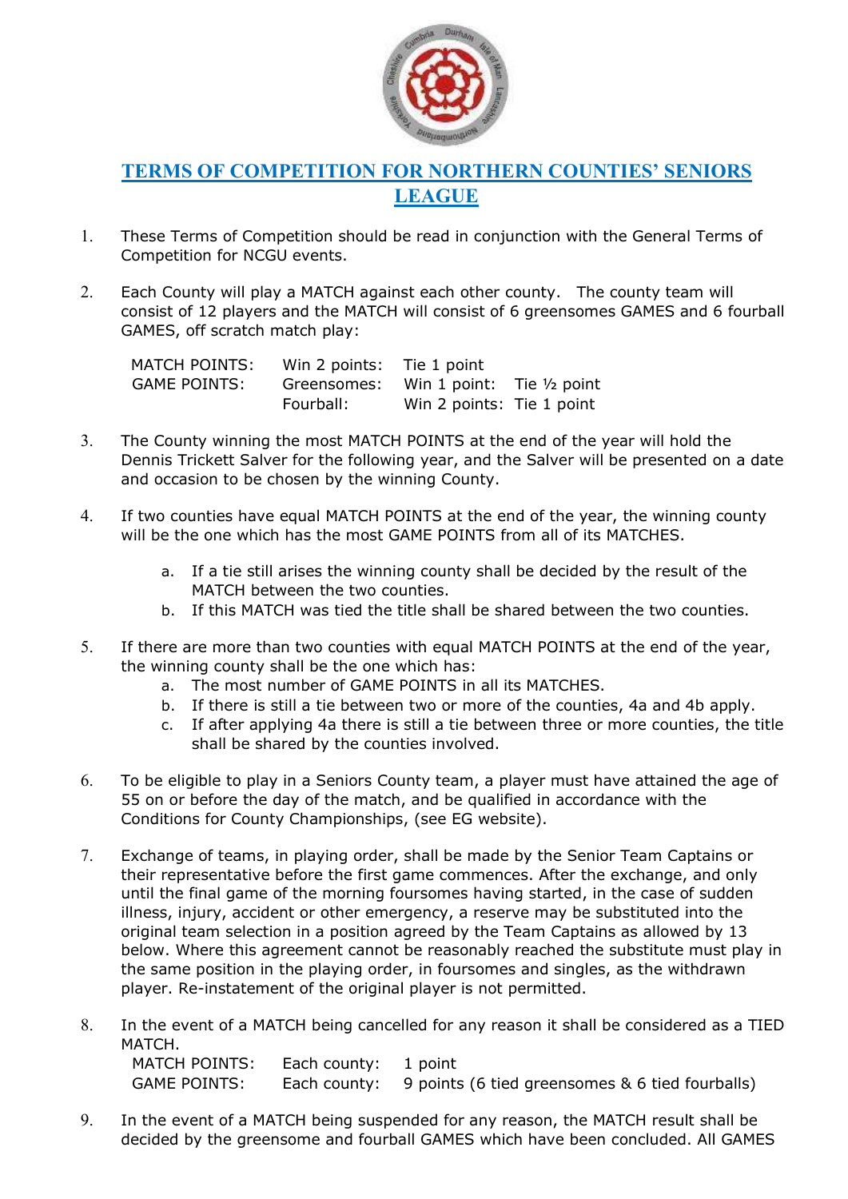# TERMS OF COMPETITION FOR NORTHERN COUNTIES' SENIORS LEAGUE

1. These Terms of Competition should be read in conjunction with the General Terms of Competition for NCGU events.

2. Each County will play a MATCH against each other county. The county team will consist of 12 players and the MATCH will consist of 6 greensomes GAMES and 6 fourball GAMES, off scratch match play:

| | | | |
|---|---|---|---|
| MATCH POINTS: | Win 2 points: | Tie 1 point | |
| GAME POINTS: | Greensomes: | Win 1 point: | Tie ½ point |
| | Fourball: | Win 2 points: | Tie 1 point |

3. The County winning the most MATCH POINTS at the end of the year will hold the Dennis Trickett Salver for the following year, and the Salver will be presented on a date and occasion to be chosen by the winning County.

4. If two counties have equal MATCH POINTS at the end of the year, the winning county will be the one which has the most GAME POINTS from all of its MATCHES.
   a. If a tie still arises the winning county shall be decided by the result of the MATCH between the two counties.
   b. If this MATCH was tied the title shall be shared between the two counties.

5. If there are more than two counties with equal MATCH POINTS at the end of the year, the winning county shall be the one which has:
   a. The most number of GAME POINTS in all its MATCHES.
   b. If there is still a tie between two or more of the counties, 4a and 4b apply.
   c. If after applying 4a there is still a tie between three or more counties, the title shall be shared by the counties involved.

6. To be eligible to play in a Seniors County team, a player must have attained the age of 55 on or before the day of the match, and be qualified in accordance with the Conditions for County Championships, (see EG website).

7. Exchange of teams, in playing order, shall be made by the Senior Team Captains or their representative before the first game commences. After the exchange, and only until the final game of the morning foursomes having started, in the case of sudden illness, injury, accident or other emergency, a reserve may be substituted into the original team selection in a position agreed by the Team Captains as allowed by 13 below. Where this agreement cannot be reasonably reached the substitute must play in the same position in the playing order, in foursomes and singles, as the withdrawn player. Re-instatement of the original player is not permitted.

8. In the event of a MATCH being cancelled for any reason it shall be considered as a TIED MATCH.

| | | |
|---|---|---|
| MATCH POINTS: | Each county: | 1 point |
| GAME POINTS: | Each county: | 9 points (6 tied greensomes & 6 tied fourballs) |

9. In the event of a MATCH being suspended for any reason, the MATCH result shall be decided by the greensome and fourball GAMES which have been concluded. All GAMES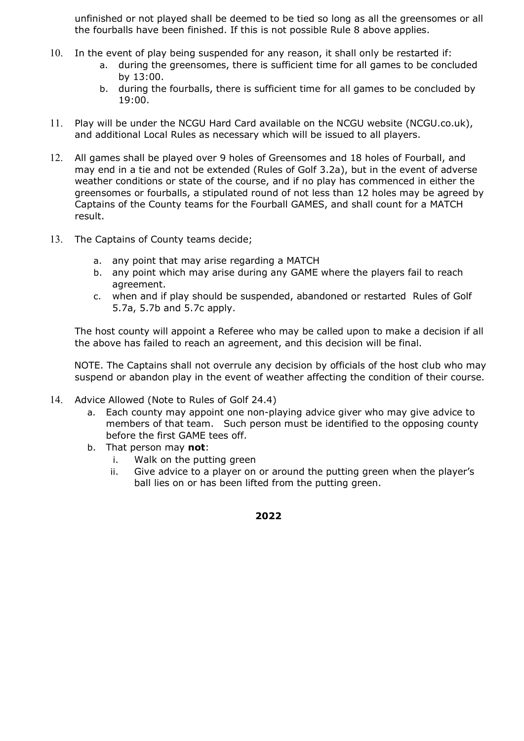unfinished or not played shall be deemed to be tied so long as all the greensomes or all the fourballs have been finished. If this is not possible Rule 8 above applies.

10. In the event of play being suspended for any reason, it shall only be restarted if:
    a. during the greensomes, there is sufficient time for all games to be concluded by 13:00.
    b. during the fourballs, there is sufficient time for all games to be concluded by 19:00.

11. Play will be under the NCGU Hard Card available on the NCGU website (NCGU.co.uk), and additional Local Rules as necessary which will be issued to all players.

12. All games shall be played over 9 holes of Greensomes and 18 holes of Fourball, and may end in a tie and not be extended (Rules of Golf 3.2a), but in the event of adverse weather conditions or state of the course, and if no play has commenced in either the greensomes or fourballs, a stipulated round of not less than 12 holes may be agreed by Captains of the County teams for the Fourball GAMES, and shall count for a MATCH result.

13. The Captains of County teams decide;

    a. any point that may arise regarding a MATCH
    b. any point which may arise during any GAME where the players fail to reach agreement.
    c. when and if play should be suspended, abandoned or restarted Rules of Golf 5.7a, 5.7b and 5.7c apply.

    The host county will appoint a Referee who may be called upon to make a decision if all the above has failed to reach an agreement, and this decision will be final.

    NOTE. The Captains shall not overrule any decision by officials of the host club who may suspend or abandon play in the event of weather affecting the condition of their course.

14. Advice Allowed (Note to Rules of Golf 24.4)
    a. Each county may appoint one non-playing advice giver who may give advice to members of that team. Such person must be identified to the opposing county before the first GAME tees off.
    b. That person may **not**:
       i. Walk on the putting green
       ii. Give advice to a player on or around the putting green when the player's ball lies on or has been lifted from the putting green.

**2022**